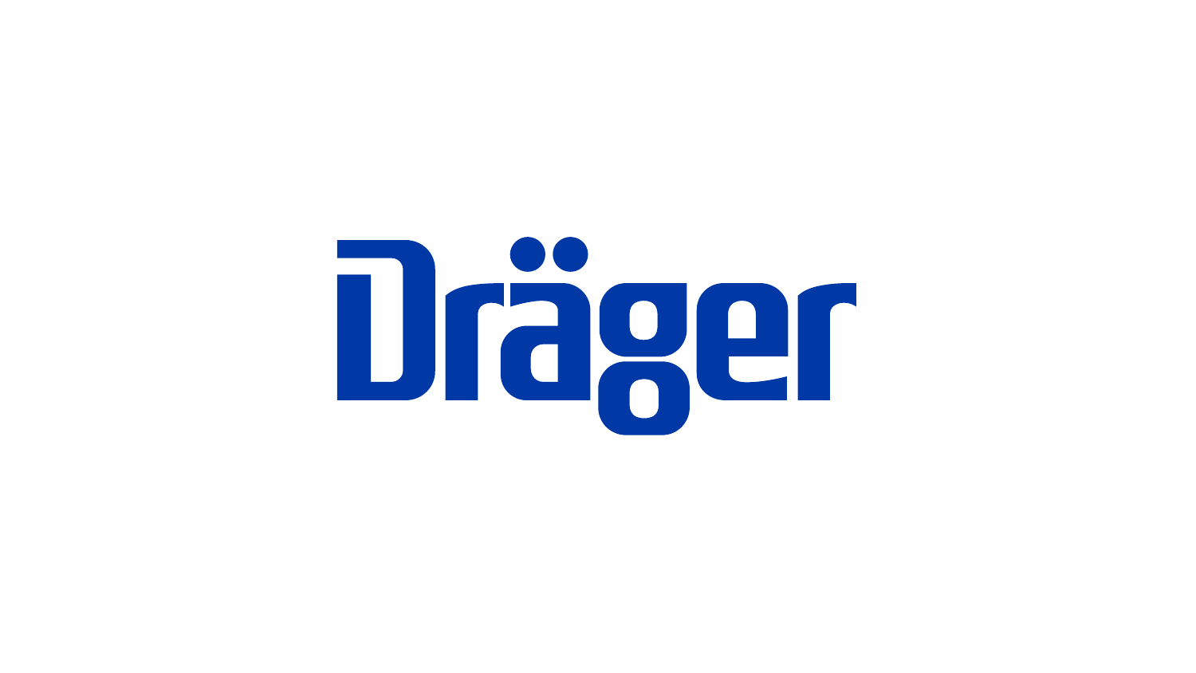Dräger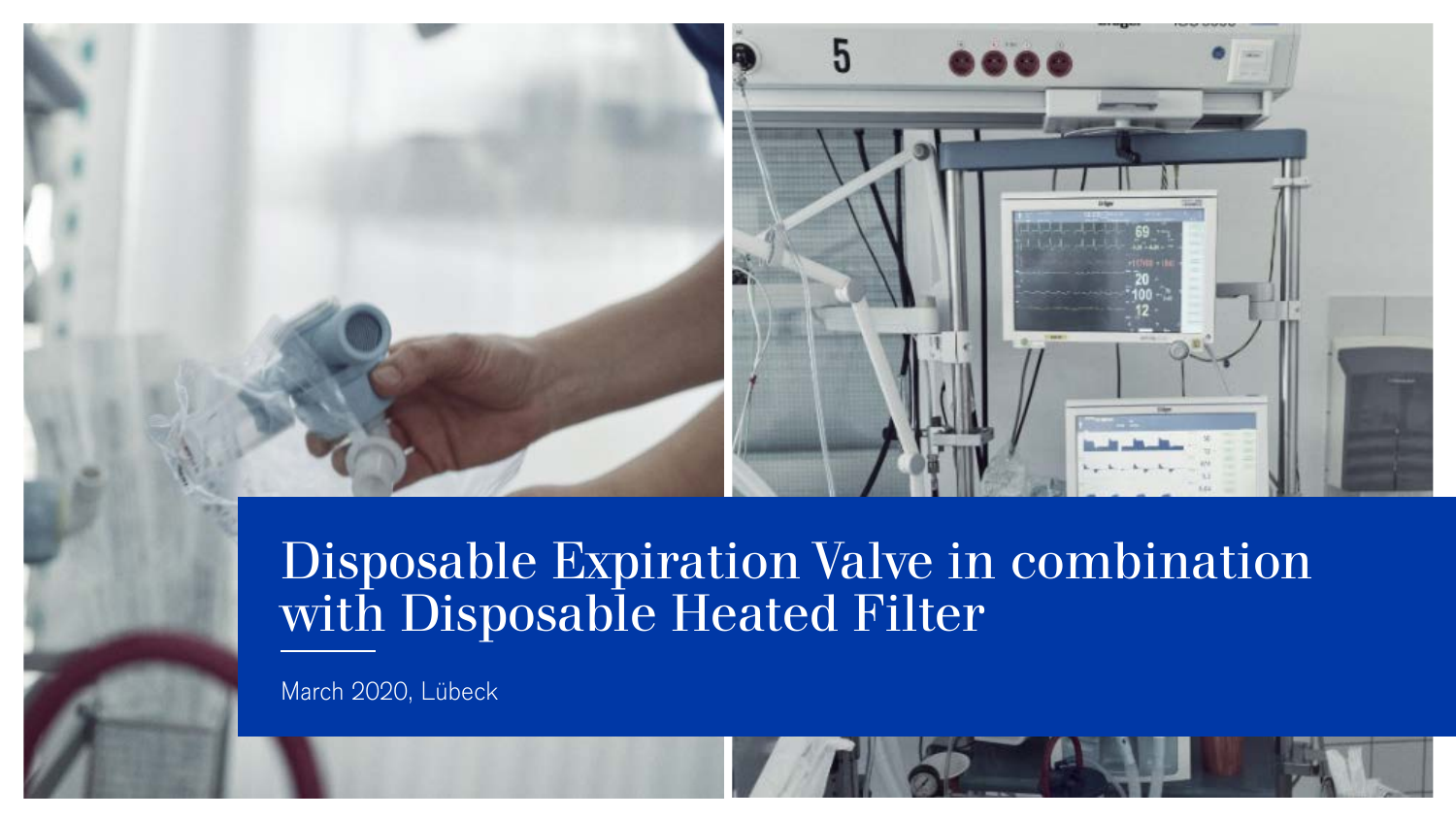# Disposable Expiration Valve in combination with Disposable Heated Filter

March 2020, Lübeck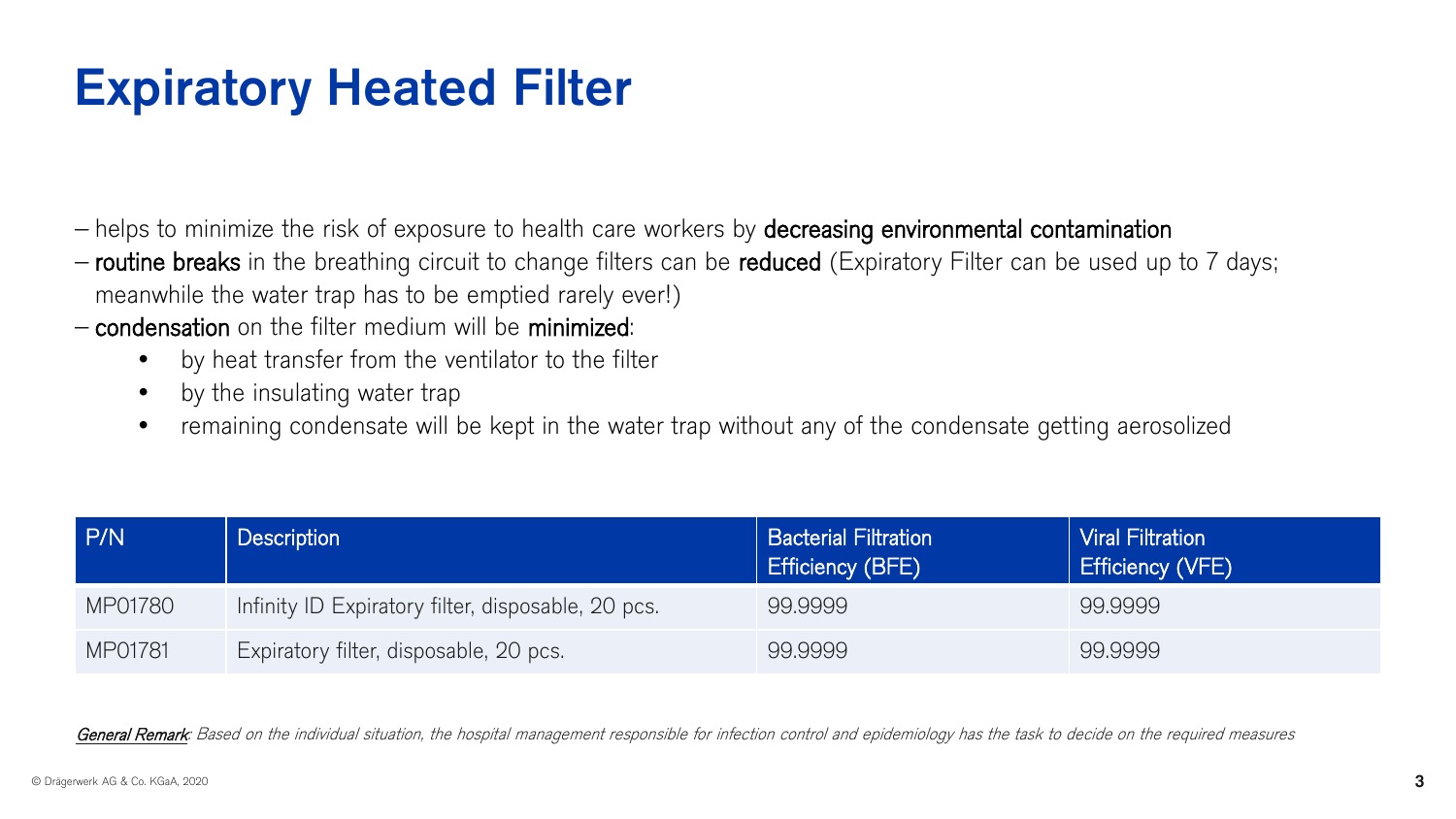# Expiratory Heated Filter

- helps to minimize the risk of exposure to health care workers by **decreasing environmental contamination**
- **routine breaks** in the breathing circuit to change filters can be **reduced** (Expiratory Filter can be used up to 7 days; meanwhile the water trap has to be emptied rarely ever!)
- **condensation** on the filter medium will be **minimized**:
  - by heat transfer from the ventilator to the filter
  - by the insulating water trap
  - remaining condensate will be kept in the water trap without any of the condensate getting aerosolized

| P/N | Description | Bacterial Filtration Efficiency (BFE) | Viral Filtration Efficiency (VFE) |
|---|---|---|---|
| MP01780 | Infinity ID Expiratory filter, disposable, 20 pcs. | 99.9999 | 99.9999 |
| MP01781 | Expiratory filter, disposable, 20 pcs. | 99.9999 | 99.9999 |

*General Remark: Based on the individual situation, the hospital management responsible for infection control and epidemiology has the task to decide on the required measures*

© Drägerwerk AG & Co. KGaA, 2020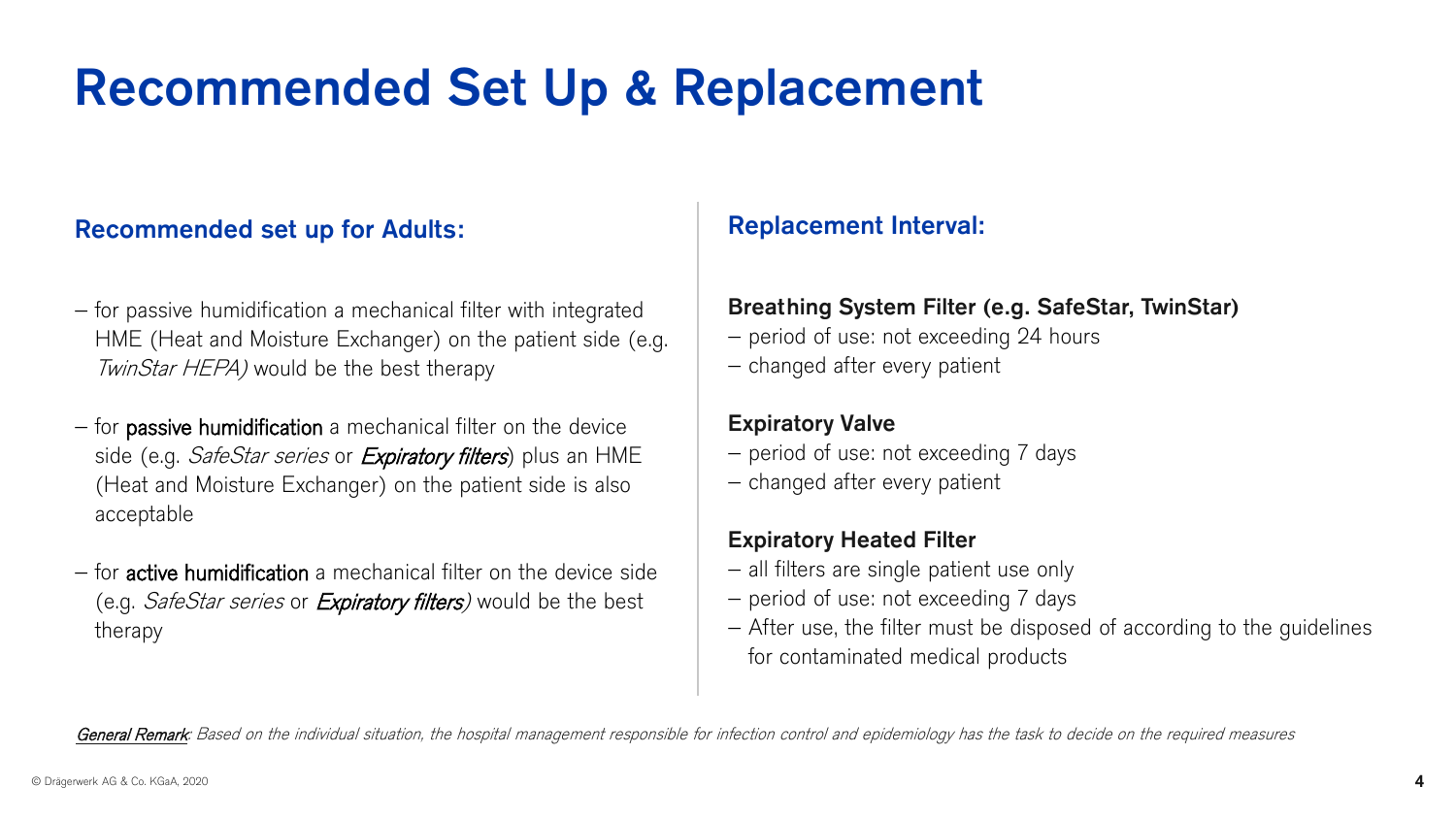# Recommended Set Up & Replacement

## Recommended set up for Adults:

- for passive humidification a mechanical filter with integrated HME (Heat and Moisture Exchanger) on the patient side (e.g. *TwinStar HEPA)* would be the best therapy

- for passive humidification a mechanical filter on the device side (e.g. *SafeStar series* or ***Expiratory filters***) plus an HME (Heat and Moisture Exchanger) on the patient side is also acceptable

- for active humidification a mechanical filter on the device side (e.g. *SafeStar series* or ***Expiratory filters)*** would be the best therapy

## Replacement Interval:

**Breathing System Filter (e.g. SafeStar, TwinStar)**

- period of use: not exceeding 24 hours
- changed after every patient

**Expiratory Valve**

- period of use: not exceeding 7 days
- changed after every patient

**Expiratory Heated Filter**

- all filters are single patient use only
- period of use: not exceeding 7 days
- After use, the filter must be disposed of according to the guidelines for contaminated medical products

*General Remark: Based on the individual situation, the hospital management responsible for infection control and epidemiology has the task to decide on the required measures*

© Drägerwerk AG & Co. KGaA, 2020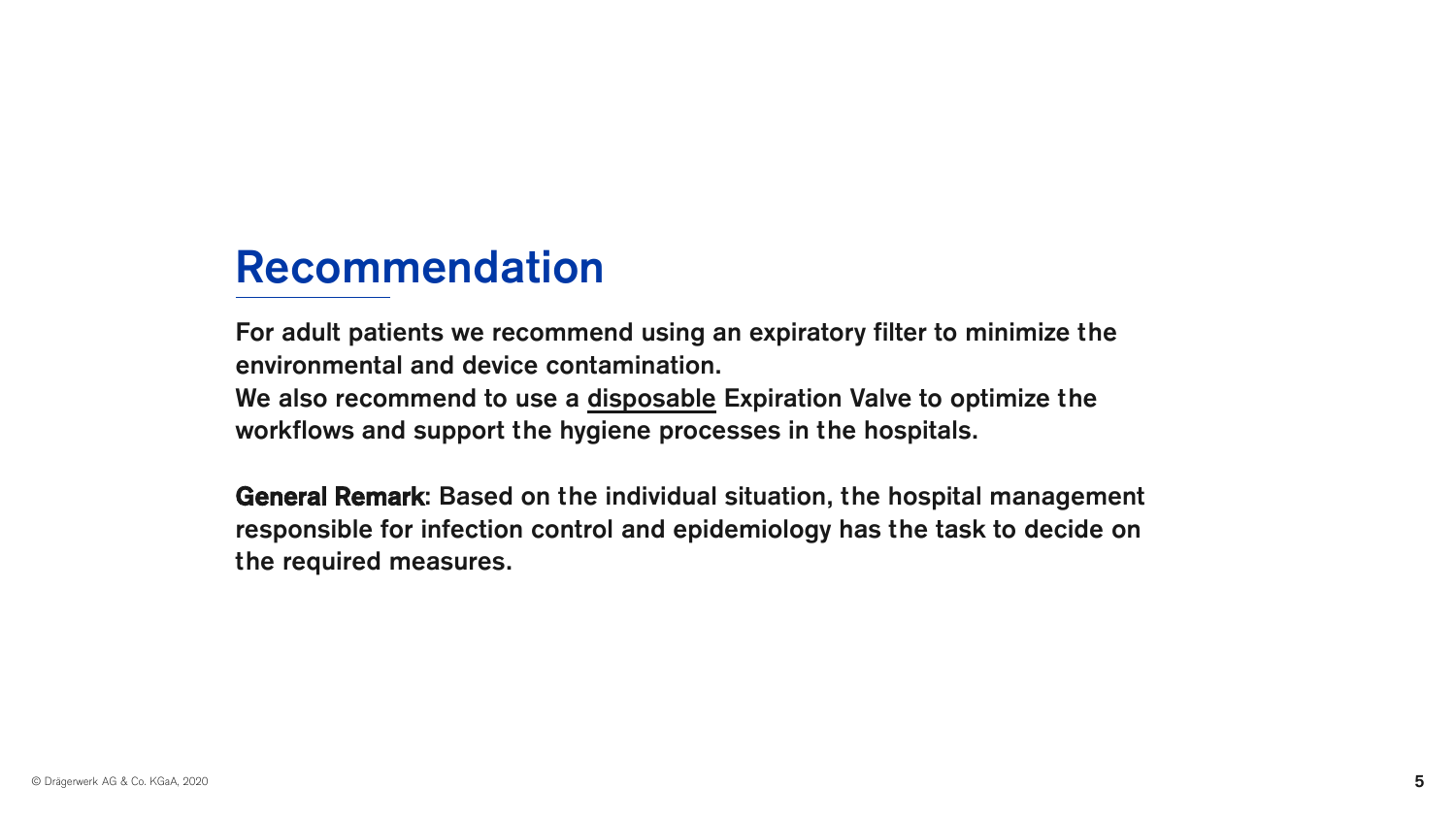# Recommendation

**For adult patients we recommend using an expiratory filter to minimize the environmental and device contamination.**
**We also recommend to use a <u>disposable</u> Expiration Valve to optimize the workflows and support the hygiene processes in the hospitals.**

**General Remark: Based on the individual situation, the hospital management responsible for infection control and epidemiology has the task to decide on the required measures.**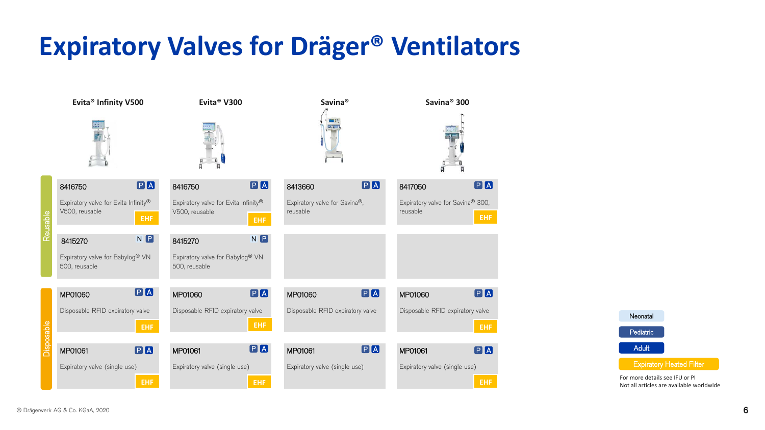# Expiratory Valves for Dräger® Ventilators

| | Evita® Infinity V500 | Evita® V300 | Savina® | Savina® 300 |
|---|---|---|---|---|
| Reusable | 8416750 (P, A) Expiratory valve for Evita Infinity® V500, reusable (EHF) | 8416750 (P, A) Expiratory valve for Evita Infinity® V500, reusable (EHF) | 8413660 (P, A) Expiratory valve for Savina®, reusable | 8417050 (P, A) Expiratory valve for Savina® 300, reusable (EHF) |
| Reusable | 8415270 (N, P) Expiratory valve for Babylog® VN 500, reusable | 8415270 (N, P) Expiratory valve for Babylog® VN 500, reusable | | |
| Disposable | MP01060 (P, A) Disposable RFID expiratory valve (EHF) | MP01060 (P, A) Disposable RFID expiratory valve (EHF) | MP01060 (P, A) Disposable RFID expiratory valve | MP01060 (P, A) Disposable RFID expiratory valve (EHF) |
| Disposable | MP01061 (P, A) Expiratory valve (single use) (EHF) | MP01061 (P, A) Expiratory valve (single use) (EHF) | MP01061 (P, A) Expiratory valve (single use) | MP01061 (P, A) Expiratory valve (single use) (EHF) |

- N = Neonatal
- P = Pediatric
- A = Adult
- EHF = Expiratory Heated Filter

For more details see IFU or PI
Not all articles are available worldwide

© Drägerwerk AG & Co. KGaA, 2020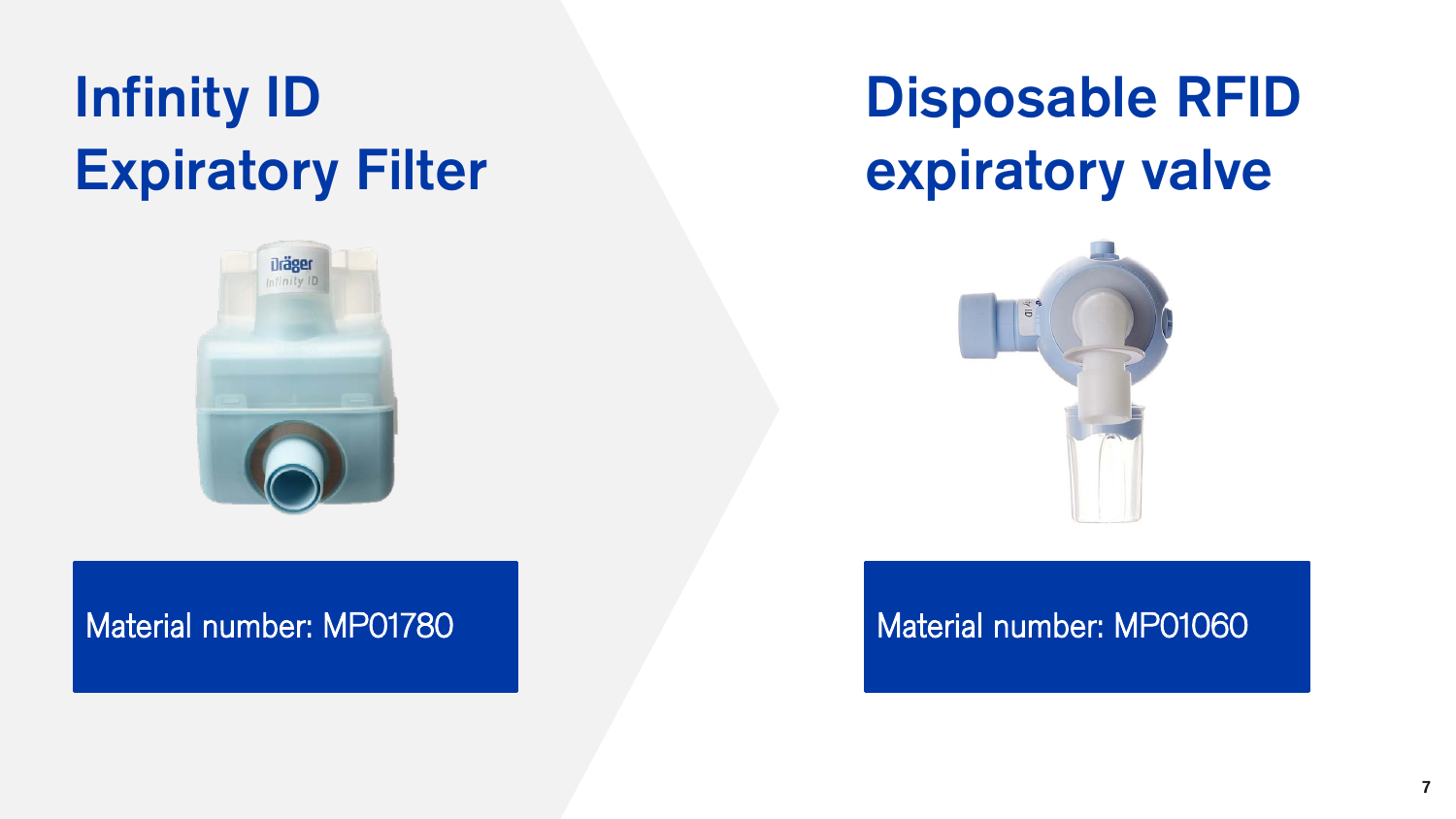## Infinity ID Expiratory Filter

Material number: MP01780

## Disposable RFID expiratory valve

Material number: MP01060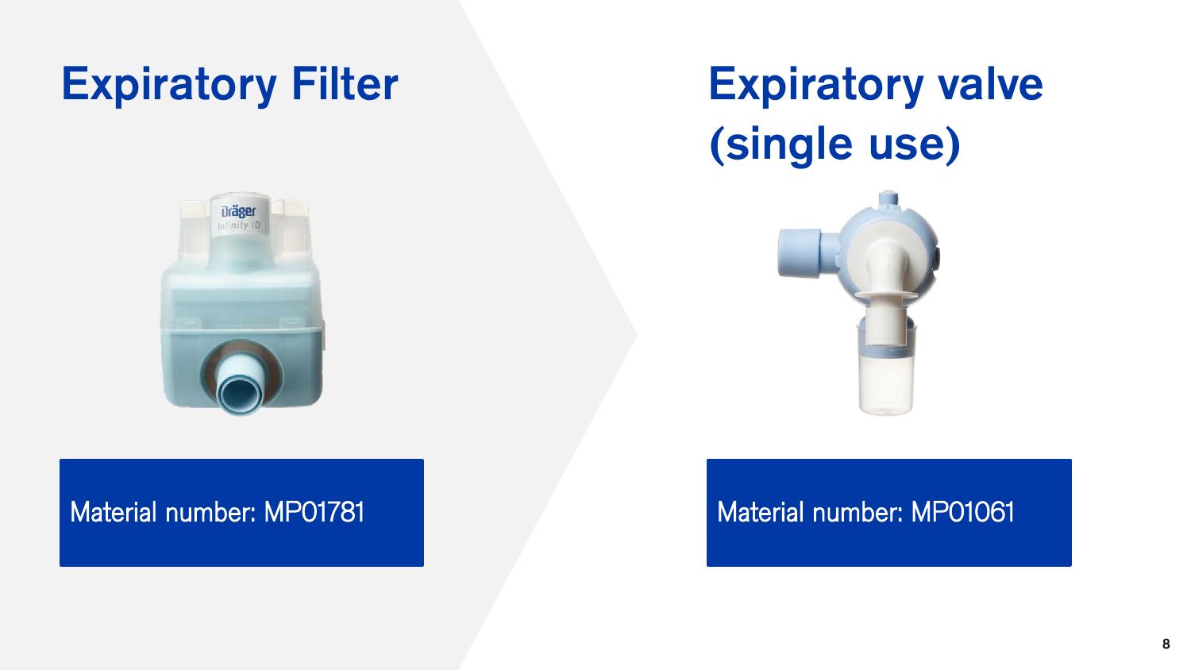## Expiratory Filter

Material number: MP01781

## Expiratory valve (single use)

Material number: MP01061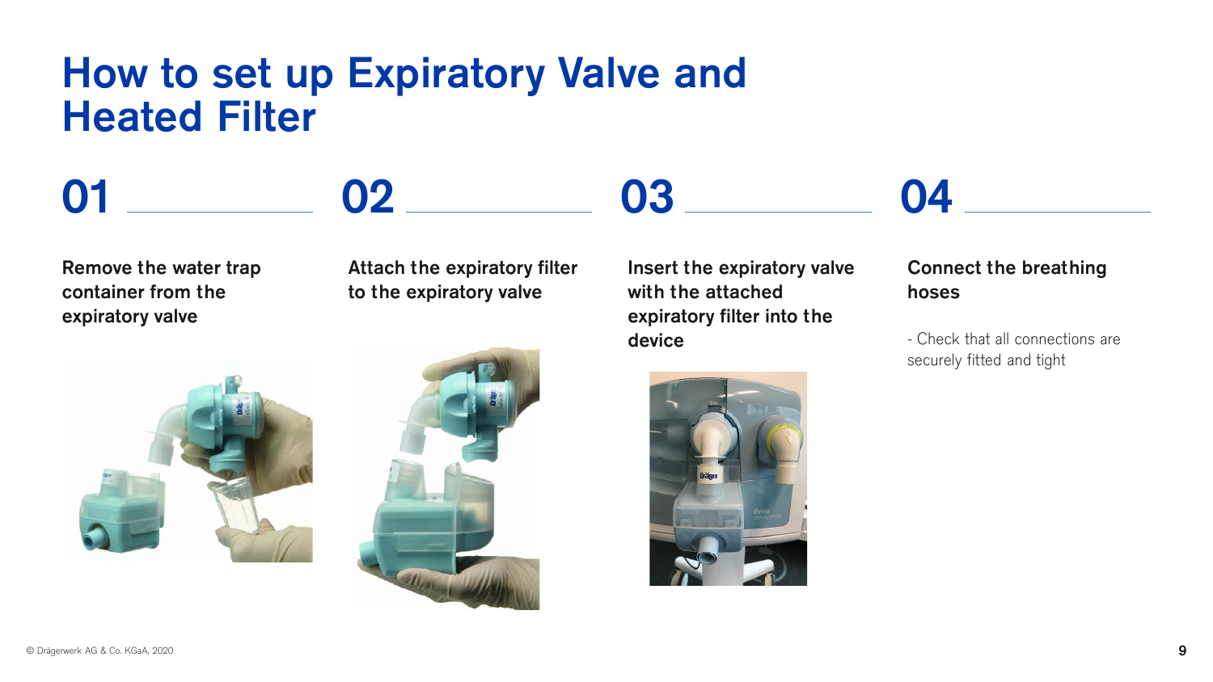# How to set up Expiratory Valve and Heated Filter

## 01

**Remove the water trap container from the expiratory valve**

## 02

**Attach the expiratory filter to the expiratory valve**

## 03

**Insert the expiratory valve with the attached expiratory filter into the device**

## 04

**Connect the breathing hoses**

- Check that all connections are securely fitted and tight

© Drägerwerk AG & Co. KGaA, 2020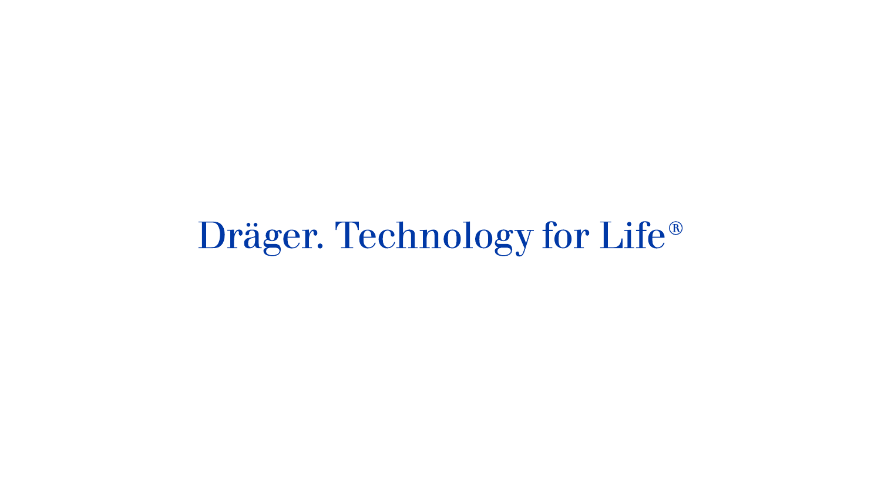Dräger. Technology for Life®